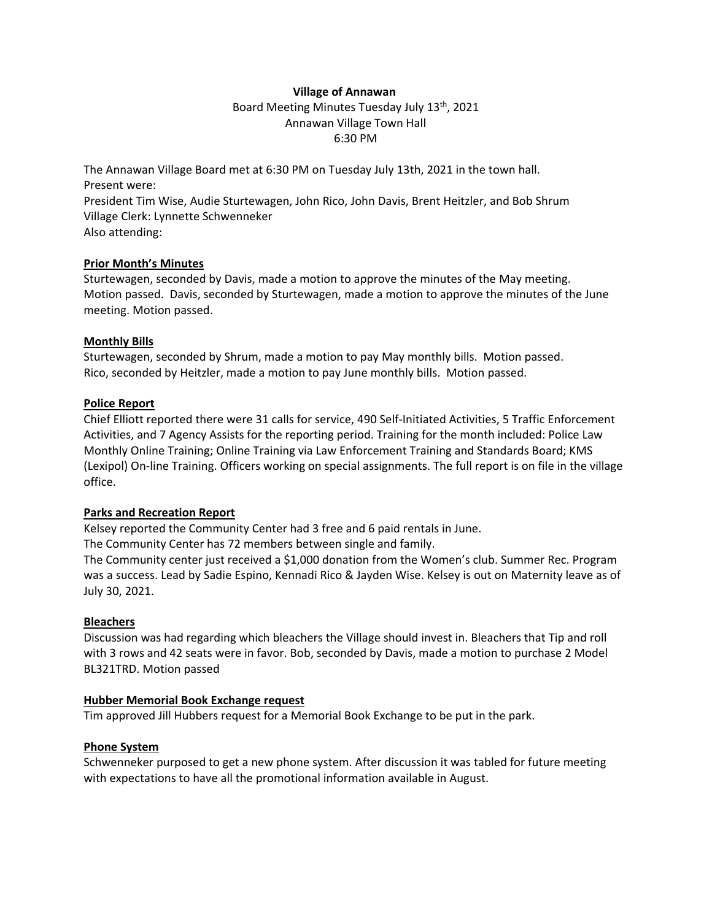**Village of Annawan**

Board Meeting Minutes Tuesday July 13th, 2021

Annawan Village Town Hall

6:30 PM

The Annawan Village Board met at 6:30 PM on Tuesday July 13th, 2021 in the town hall.
Present were:
President Tim Wise, Audie Sturtewagen, John Rico, John Davis, Brent Heitzler, and Bob Shrum
Village Clerk: Lynnette Schwenneker
Also attending:

**Prior Month's Minutes**

Sturtewagen, seconded by Davis, made a motion to approve the minutes of the May meeting. Motion passed. Davis, seconded by Sturtewagen, made a motion to approve the minutes of the June meeting. Motion passed.

**Monthly Bills**

Sturtewagen, seconded by Shrum, made a motion to pay May monthly bills. Motion passed.
Rico, seconded by Heitzler, made a motion to pay June monthly bills. Motion passed.

**Police Report**

Chief Elliott reported there were 31 calls for service, 490 Self-Initiated Activities, 5 Traffic Enforcement Activities, and 7 Agency Assists for the reporting period. Training for the month included: Police Law Monthly Online Training; Online Training via Law Enforcement Training and Standards Board; KMS (Lexipol) On-line Training. Officers working on special assignments. The full report is on file in the village office.

**Parks and Recreation Report**

Kelsey reported the Community Center had 3 free and 6 paid rentals in June.
The Community Center has 72 members between single and family.
The Community center just received a $1,000 donation from the Women's club. Summer Rec. Program was a success. Lead by Sadie Espino, Kennadi Rico & Jayden Wise. Kelsey is out on Maternity leave as of July 30, 2021.

**Bleachers**

Discussion was had regarding which bleachers the Village should invest in. Bleachers that Tip and roll with 3 rows and 42 seats were in favor. Bob, seconded by Davis, made a motion to purchase 2 Model BL321TRD. Motion passed

**Hubber Memorial Book Exchange request**

Tim approved Jill Hubbers request for a Memorial Book Exchange to be put in the park.

**Phone System**

Schwenneker purposed to get a new phone system. After discussion it was tabled for future meeting with expectations to have all the promotional information available in August.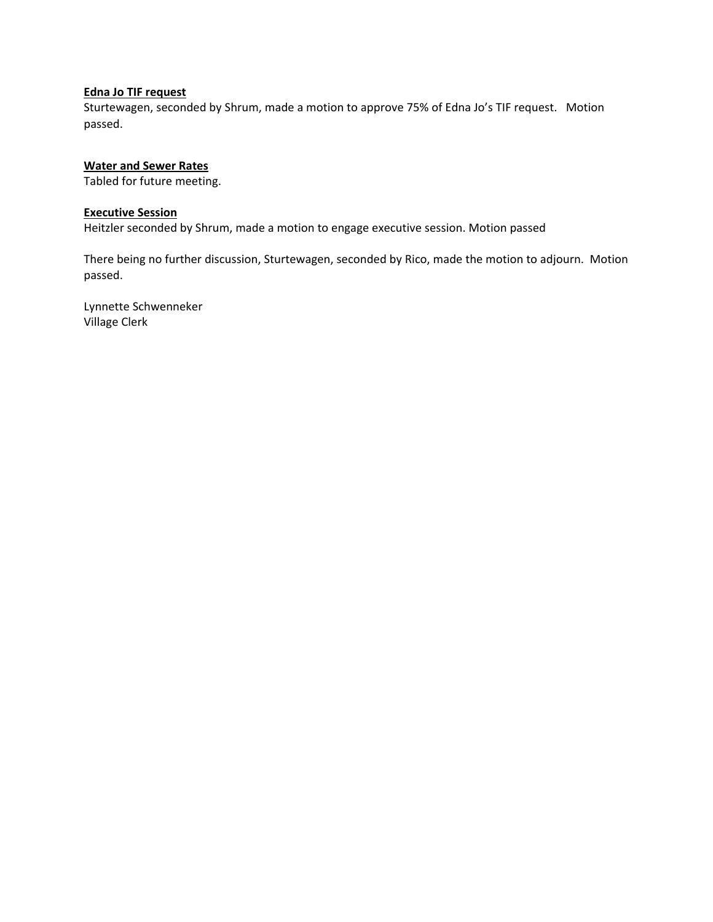**Edna Jo TIF request**

Sturtewagen, seconded by Shrum, made a motion to approve 75% of Edna Jo's TIF request. Motion passed.

**Water and Sewer Rates**

Tabled for future meeting.

**Executive Session**

Heitzler seconded by Shrum, made a motion to engage executive session. Motion passed

There being no further discussion, Sturtewagen, seconded by Rico, made the motion to adjourn. Motion passed.

Lynnette Schwenneker
Village Clerk